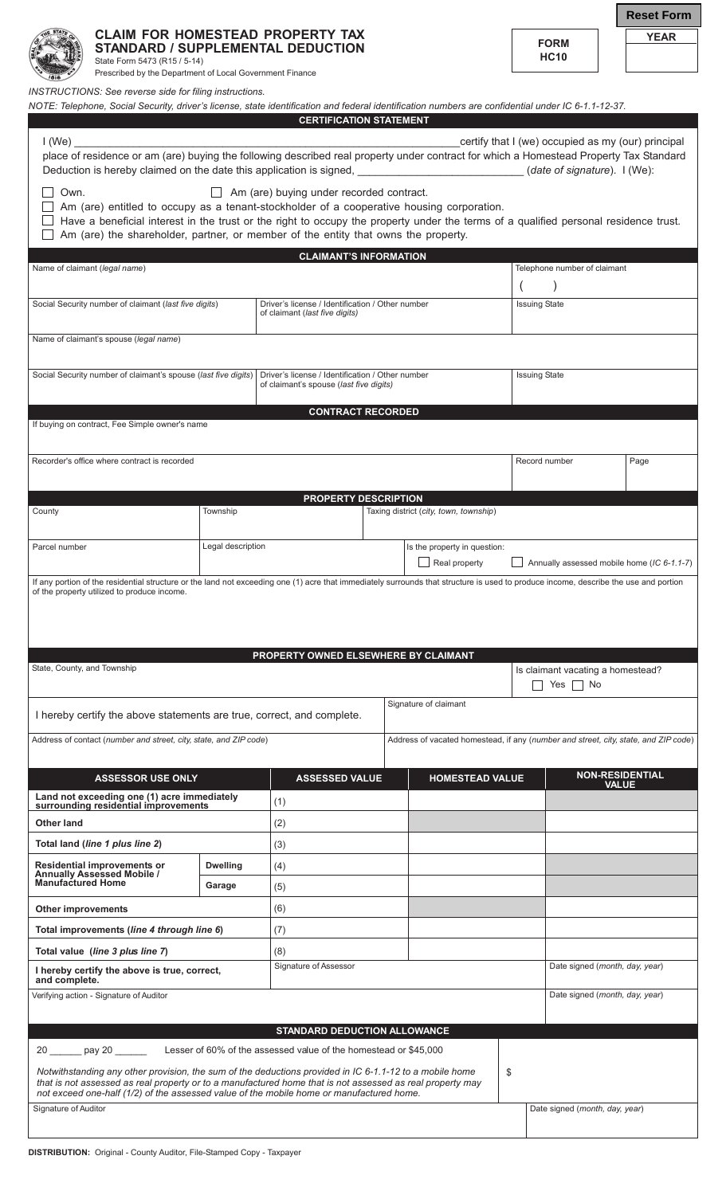Reset Form

# CLAIM FOR HOMESTEAD PROPERTY TAX STANDARD / SUPPLEMENTAL DEDUCTION

State Form 5473 (R15 / 5-14)
Prescribed by the Department of Local Government Finance

**FORM HC10**

**YEAR**

*INSTRUCTIONS: See reverse side for filing instructions.*

*NOTE: Telephone, Social Security, driver's license, state identification and federal identification numbers are confidential under IC 6-1.1-12-37.*

## CERTIFICATION STATEMENT

I (We) ______________________________ certify that I (we) occupied as my (our) principal place of residence or am (are) buying the following described real property under contract for which a Homestead Property Tax Standard Deduction is hereby claimed on the date this application is signed, ______________________ (*date of signature*). I (We):

- ☐ Own.
- ☐ Am (are) buying under recorded contract.
- ☐ Am (are) entitled to occupy as a tenant-stockholder of a cooperative housing corporation.
- ☐ Have a beneficial interest in the trust or the right to occupy the property under the terms of a qualified personal residence trust.
- ☐ Am (are) the shareholder, partner, or member of the entity that owns the property.

## CLAIMANT'S INFORMATION

| Name of claimant (*legal name*) | | Telephone number of claimant |
|---|---|---|
| | | ( ) |
| Social Security number of claimant (*last five digits*) | Driver's license / Identification / Other number of claimant (*last five digits*) | Issuing State |
| Name of claimant's spouse (*legal name*) | | |
| Social Security number of claimant's spouse (*last five digits*) | Driver's license / Identification / Other number of claimant's spouse (*last five digits*) | Issuing State |

## CONTRACT RECORDED

| If buying on contract, Fee Simple owner's name | | |
|---|---|---|
| Recorder's office where contract is recorded | Record number | Page |

## PROPERTY DESCRIPTION

| County | Township | Taxing district (*city, town, township*) |
|---|---|---|
| Parcel number | Legal description | Is the property in question: ☐ Real property ☐ Annually assessed mobile home (*IC 6-1.1-7*) |

If any portion of the residential structure or the land not exceeding one (1) acre that immediately surrounds that structure is used to produce income, describe the use and portion of the property utilized to produce income.

## PROPERTY OWNED ELSEWHERE BY CLAIMANT

| State, County, and Township | Is claimant vacating a homestead? ☐ Yes ☐ No |
|---|---|
| I hereby certify the above statements are true, correct, and complete. | Signature of claimant |
| Address of contact (*number and street, city, state, and ZIP code*) | Address of vacated homestead, if any (*number and street, city, state, and ZIP code*) |

| ASSESSOR USE ONLY | | ASSESSED VALUE | HOMESTEAD VALUE | NON-RESIDENTIAL VALUE |
|---|---|---|---|---|
| Land not exceeding one (1) acre immediately surrounding residential improvements | | (1) | | |
| Other land | | (2) | | |
| Total land (*line 1 plus line 2*) | | (3) | | |
| Residential improvements or Annually Assessed Mobile / Manufactured Home | Dwelling | (4) | | |
| | Garage | (5) | | |
| Other improvements | | (6) | | |
| Total improvements (*line 4 through line 6*) | | (7) | | |
| Total value (*line 3 plus line 7*) | | (8) | | |
| I hereby certify the above is true, correct, and complete. | | Signature of Assessor | | Date signed (*month, day, year*) |
| Verifying action - Signature of Auditor | | | | Date signed (*month, day, year*) |

## STANDARD DEDUCTION ALLOWANCE

20 ______ pay 20 ______ Lesser of 60% of the assessed value of the homestead or $45,000

*Notwithstanding any other provision, the sum of the deductions provided in IC 6-1.1-12 to a mobile home that is not assessed as real property or to a manufactured home that is not assessed as real property may not exceed one-half (1/2) of the assessed value of the mobile home or manufactured home.*

$

| Signature of Auditor | Date signed (*month, day, year*) |
|---|---|

**DISTRIBUTION:** Original - County Auditor, File-Stamped Copy - Taxpayer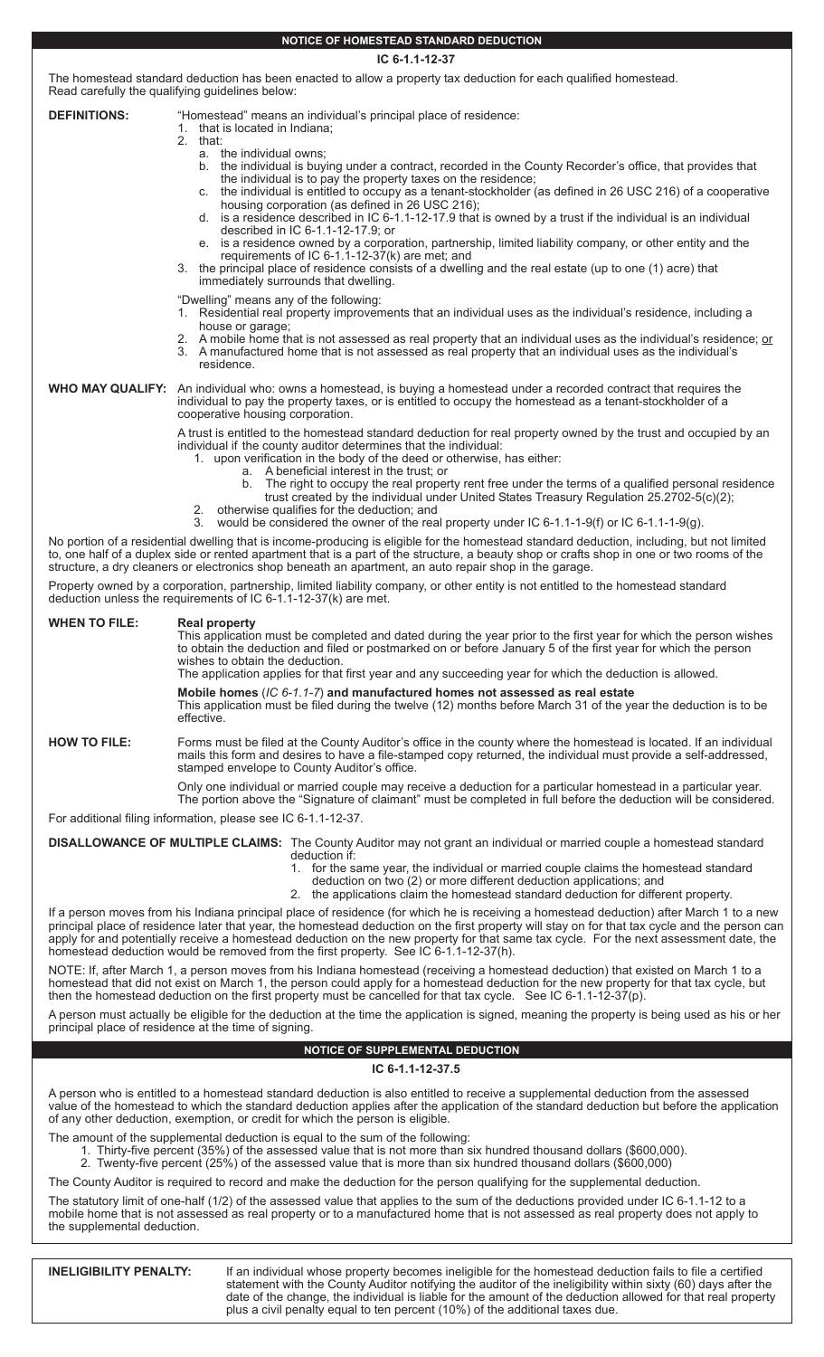## NOTICE OF HOMESTEAD STANDARD DEDUCTION

### IC 6-1.1-12-37

The homestead standard deduction has been enacted to allow a property tax deduction for each qualified homestead. Read carefully the qualifying guidelines below:

**DEFINITIONS:** "Homestead" means an individual's principal place of residence:

1. that is located in Indiana;
2. that:
   a. the individual owns;
   b. the individual is buying under a contract, recorded in the County Recorder's office, that provides that the individual is to pay the property taxes on the residence;
   c. the individual is entitled to occupy as a tenant-stockholder (as defined in 26 USC 216) of a cooperative housing corporation (as defined in 26 USC 216);
   d. is a residence described in IC 6-1.1-12-17.9 that is owned by a trust if the individual is an individual described in IC 6-1.1-12-17.9; or
   e. is a residence owned by a corporation, partnership, limited liability company, or other entity and the requirements of IC 6-1.1-12-37(k) are met; and
3. the principal place of residence consists of a dwelling and the real estate (up to one (1) acre) that immediately surrounds that dwelling.

"Dwelling" means any of the following:

1. Residential real property improvements that an individual uses as the individual's residence, including a house or garage;
2. A mobile home that is not assessed as real property that an individual uses as the individual's residence; or
3. A manufactured home that is not assessed as real property that an individual uses as the individual's residence.

**WHO MAY QUALIFY:** An individual who: owns a homestead, is buying a homestead under a recorded contract that requires the individual to pay the property taxes, or is entitled to occupy the homestead as a tenant-stockholder of a cooperative housing corporation.

A trust is entitled to the homestead standard deduction for real property owned by the trust and occupied by an individual if the county auditor determines that the individual:

1. upon verification in the body of the deed or otherwise, has either:
   a. A beneficial interest in the trust; or
   b. The right to occupy the real property rent free under the terms of a qualified personal residence trust created by the individual under United States Treasury Regulation 25.2702-5(c)(2);
2. otherwise qualifies for the deduction; and
3. would be considered the owner of the real property under IC 6-1.1-1-9(f) or IC 6-1.1-1-9(g).

No portion of a residential dwelling that is income-producing is eligible for the homestead standard deduction, including, but not limited to, one half of a duplex side or rented apartment that is a part of the structure, a beauty shop or crafts shop in one or two rooms of the structure, a dry cleaners or electronics shop beneath an apartment, an auto repair shop in the garage.

Property owned by a corporation, partnership, limited liability company, or other entity is not entitled to the homestead standard deduction unless the requirements of IC 6-1.1-12-37(k) are met.

**WHEN TO FILE:** **Real property**

This application must be completed and dated during the year prior to the first year for which the person wishes to obtain the deduction and filed or postmarked on or before January 5 of the first year for which the person wishes to obtain the deduction.

The application applies for that first year and any succeeding year for which the deduction is allowed.

**Mobile homes** (*IC 6-1.1-7*) **and manufactured homes not assessed as real estate**

This application must be filed during the twelve (12) months before March 31 of the year the deduction is to be effective.

**HOW TO FILE:** Forms must be filed at the County Auditor's office in the county where the homestead is located. If an individual mails this form and desires to have a file-stamped copy returned, the individual must provide a self-addressed, stamped envelope to County Auditor's office.

Only one individual or married couple may receive a deduction for a particular homestead in a particular year. The portion above the "Signature of claimant" must be completed in full before the deduction will be considered.

For additional filing information, please see IC 6-1.1-12-37.

**DISALLOWANCE OF MULTIPLE CLAIMS:** The County Auditor may not grant an individual or married couple a homestead standard deduction if:

1. for the same year, the individual or married couple claims the homestead standard deduction on two (2) or more different deduction applications; and
2. the applications claim the homestead standard deduction for different property.

If a person moves from his Indiana principal place of residence (for which he is receiving a homestead deduction) after March 1 to a new principal place of residence later that year, the homestead deduction on the first property will stay on for that tax cycle and the person can apply for and potentially receive a homestead deduction on the new property for that same tax cycle. For the next assessment date, the homestead deduction would be removed from the first property. See IC 6-1.1-12-37(h).

NOTE: If, after March 1, a person moves from his Indiana homestead (receiving a homestead deduction) that existed on March 1 to a homestead that did not exist on March 1, the person could apply for a homestead deduction for the new property for that tax cycle, but then the homestead deduction on the first property must be cancelled for that tax cycle. See IC 6-1.1-12-37(p).

A person must actually be eligible for the deduction at the time the application is signed, meaning the property is being used as his or her principal place of residence at the time of signing.

## NOTICE OF SUPPLEMENTAL DEDUCTION

### IC 6-1.1-12-37.5

A person who is entitled to a homestead standard deduction is also entitled to receive a supplemental deduction from the assessed value of the homestead to which the standard deduction applies after the application of the standard deduction but before the application of any other deduction, exemption, or credit for which the person is eligible.

The amount of the supplemental deduction is equal to the sum of the following:

1. Thirty-five percent (35%) of the assessed value that is not more than six hundred thousand dollars ($600,000).
2. Twenty-five percent (25%) of the assessed value that is more than six hundred thousand dollars ($600,000)

The County Auditor is required to record and make the deduction for the person qualifying for the supplemental deduction.

The statutory limit of one-half (1/2) of the assessed value that applies to the sum of the deductions provided under IC 6-1.1-12 to a mobile home that is not assessed as real property or to a manufactured home that is not assessed as real property does not apply to the supplemental deduction.

**INELIGIBILITY PENALTY:** If an individual whose property becomes ineligible for the homestead deduction fails to file a certified statement with the County Auditor notifying the auditor of the ineligibility within sixty (60) days after the date of the change, the individual is liable for the amount of the deduction allowed for that real property plus a civil penalty equal to ten percent (10%) of the additional taxes due.